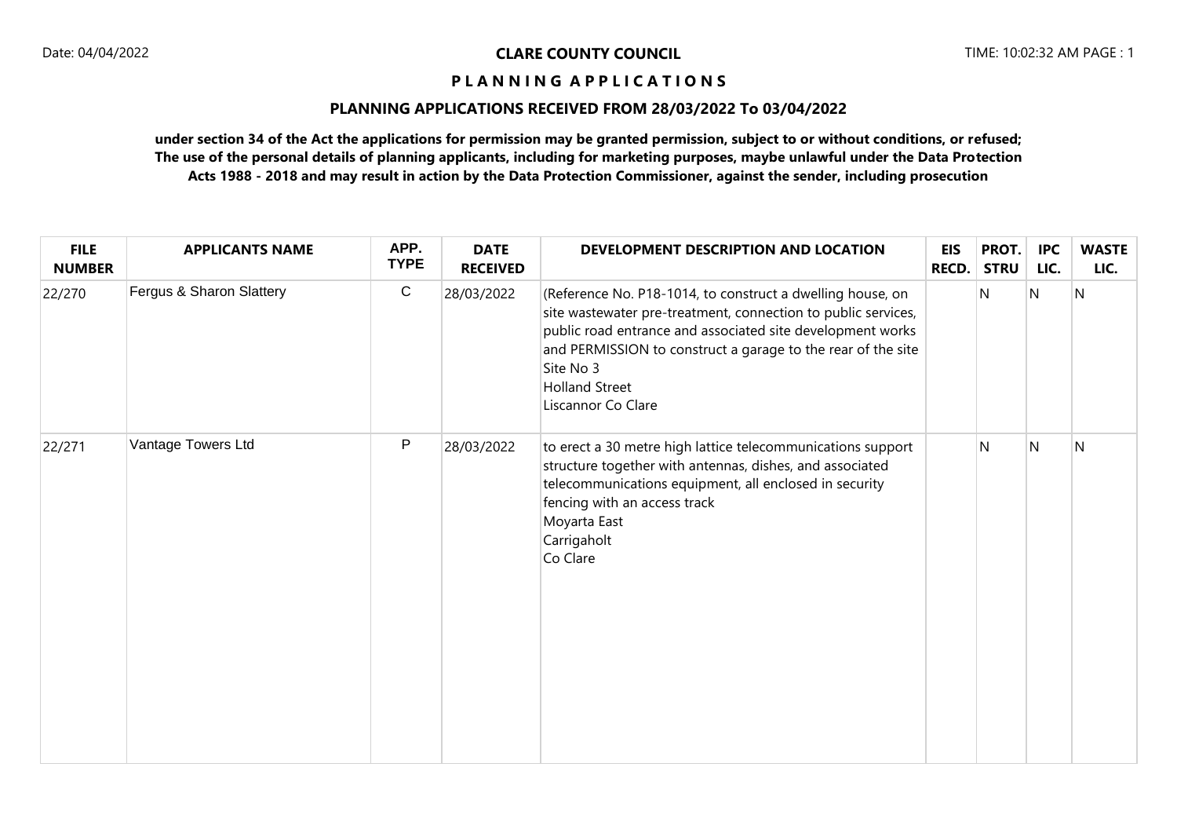**CLARE COUNTY COUNCIL**

# P L A N N I N G A P P L I C A T I O N S

## PLANNING APPLICATIONS RECEIVED FROM 28/03/2022 To 03/04/2022

**under section 34 of the Act the applications for permission may be granted permission, subject to or without conditions, or refused; The use of the personal details of planning applicants, including for marketing purposes, maybe unlawful under the Data Protection Acts 1988 - 2018 and may result in action by the Data Protection Commissioner, against the sender, including prosecution**

| FILE NUMBER | APPLICANTS NAME | APP. TYPE | DATE RECEIVED | DEVELOPMENT DESCRIPTION AND LOCATION | EIS RECD. | PROT. STRU | IPC LIC. | WASTE LIC. |
|---|---|---|---|---|---|---|---|---|
| 22/270 | Fergus & Sharon Slattery | C | 28/03/2022 | (Reference No. P18-1014, to construct a dwelling house, on site wastewater pre-treatment, connection to public services, public road entrance and associated site development works and PERMISSION to construct a garage to the rear of the site<br>Site No 3<br>Holland Street<br>Liscannor Co Clare | | N | N | N |
| 22/271 | Vantage Towers Ltd | P | 28/03/2022 | to erect a 30 metre high lattice telecommunications support structure together with antennas, dishes, and associated telecommunications equipment, all enclosed in security fencing with an access track<br>Moyarta East<br>Carrigaholt<br>Co Clare | | N | N | N |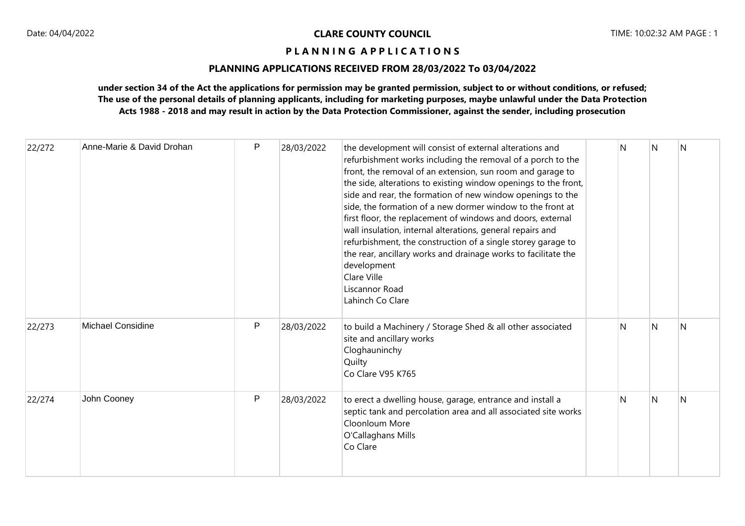**CLARE COUNTY COUNCIL**

**P L A N N I N G A P P L I C A T I O N S**

**PLANNING APPLICATIONS RECEIVED FROM 28/03/2022 To 03/04/2022**

**under section 34 of the Act the applications for permission may be granted permission, subject to or without conditions, or refused; The use of the personal details of planning applicants, including for marketing purposes, maybe unlawful under the Data Protection Acts 1988 - 2018 and may result in action by the Data Protection Commissioner, against the sender, including prosecution**

| | | | | | | | | |
|---|---|---|---|---|---|---|---|---|
| 22/272 | Anne-Marie & David Drohan | P | 28/03/2022 | the development will consist of external alterations and refurbishment works including the removal of a porch to the front, the removal of an extension, sun room and garage to the side, alterations to existing window openings to the front, side and rear, the formation of new window openings to the side, the formation of a new dormer window to the front at first floor, the replacement of windows and doors, external wall insulation, internal alterations, general repairs and refurbishment, the construction of a single storey garage to the rear, ancillary works and drainage works to facilitate the development<br>Clare Ville<br>Liscannor Road<br>Lahinch Co Clare | | N | N | N |
| 22/273 | Michael Considine | P | 28/03/2022 | to build a Machinery / Storage Shed & all other associated site and ancillary works<br>Cloghauninchy<br>Quilty<br>Co Clare V95 K765 | | N | N | N |
| 22/274 | John Cooney | P | 28/03/2022 | to erect a dwelling house, garage, entrance and install a septic tank and percolation area and all associated site works<br>Cloonloum More<br>O'Callaghans Mills<br>Co Clare | | N | N | N |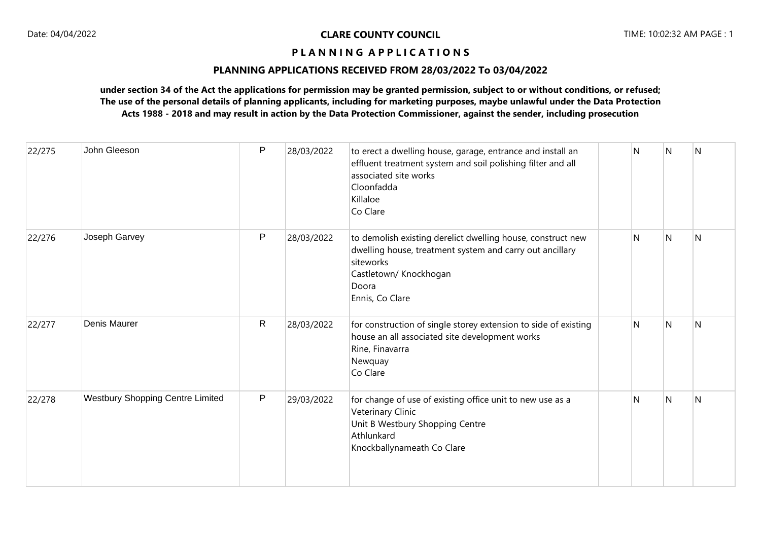**CLARE COUNTY COUNCIL**

**P L A N N I N G  A P P L I C A T I O N S**

**PLANNING APPLICATIONS RECEIVED FROM 28/03/2022 To 03/04/2022**

**under section 34 of the Act the applications for permission may be granted permission, subject to or without conditions, or refused; The use of the personal details of planning applicants, including for marketing purposes, maybe unlawful under the Data Protection Acts 1988 - 2018 and may result in action by the Data Protection Commissioner, against the sender, including prosecution**

| | | | | | | | | |
|---|---|---|---|---|---|---|---|---|
| 22/275 | John Gleeson | P | 28/03/2022 | to erect a dwelling house, garage, entrance and install an effluent treatment system and soil polishing filter and all associated site works<br>Cloonfadda<br>Killaloe<br>Co Clare | | N | N | N |
| 22/276 | Joseph Garvey | P | 28/03/2022 | to demolish existing derelict dwelling house, construct new dwelling house, treatment system and carry out ancillary siteworks<br>Castletown/ Knockhogan<br>Doora<br>Ennis, Co Clare | | N | N | N |
| 22/277 | Denis Maurer | R | 28/03/2022 | for construction of single storey extension to side of existing house an all associated site development works<br>Rine, Finavarra<br>Newquay<br>Co Clare | | N | N | N |
| 22/278 | Westbury Shopping Centre Limited | P | 29/03/2022 | for change of use of existing office unit to new use as a Veterinary Clinic<br>Unit B Westbury Shopping Centre<br>Athlunkard<br>Knockballynameath Co Clare | | N | N | N |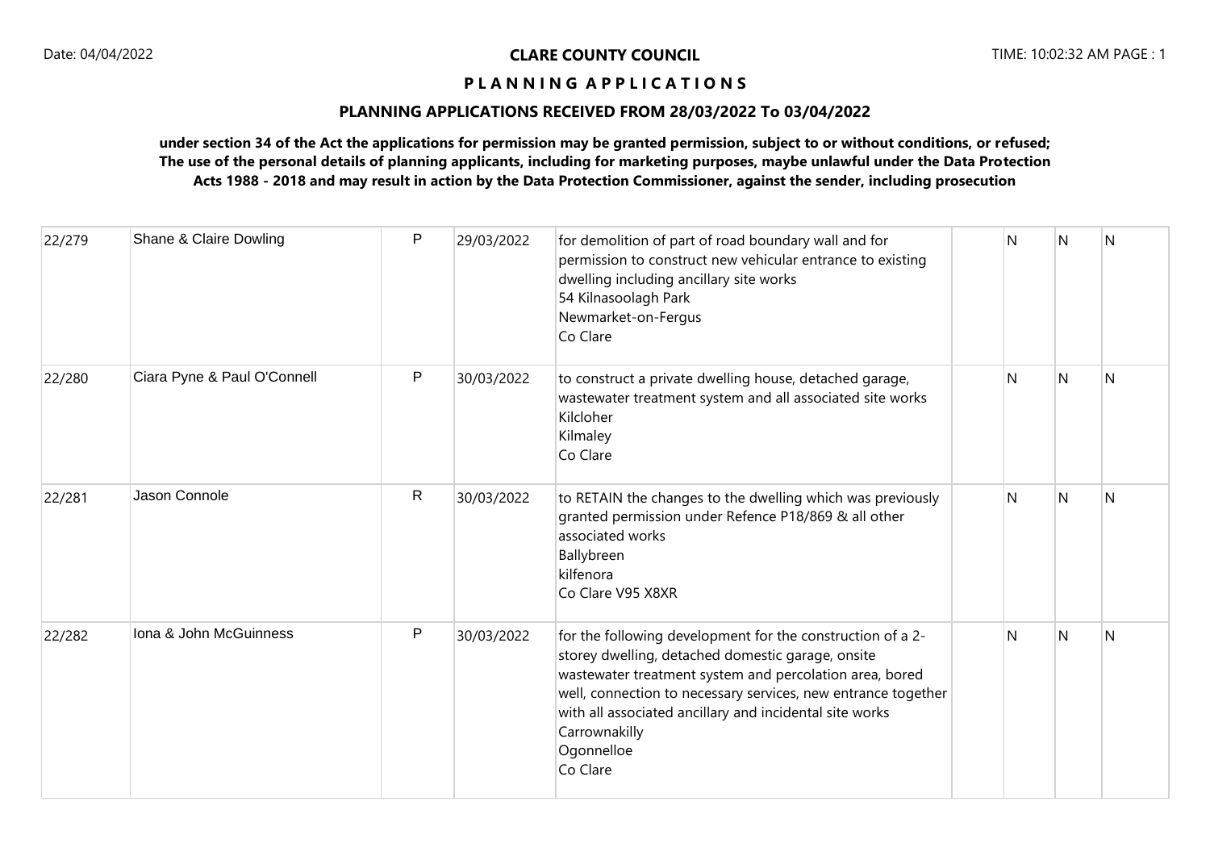**CLARE COUNTY COUNCIL**

**P L A N N I N G  A P P L I C A T I O N S**

**PLANNING APPLICATIONS RECEIVED FROM 28/03/2022 To 03/04/2022**

**under section 34 of the Act the applications for permission may be granted permission, subject to or without conditions, or refused; The use of the personal details of planning applicants, including for marketing purposes, maybe unlawful under the Data Protection Acts 1988 - 2018 and may result in action by the Data Protection Commissioner, against the sender, including prosecution**

| | | | | | | | | |
|---|---|---|---|---|---|---|---|---|
| 22/279 | Shane & Claire Dowling | P | 29/03/2022 | for demolition of part of road boundary wall and for permission to construct new vehicular entrance to existing dwelling including ancillary site works<br>54 Kilnasoolagh Park<br>Newmarket-on-Fergus<br>Co Clare | | N | N | N |
| 22/280 | Ciara Pyne & Paul O'Connell | P | 30/03/2022 | to construct a private dwelling house, detached garage, wastewater treatment system and all associated site works<br>Kilcloher<br>Kilmaley<br>Co Clare | | N | N | N |
| 22/281 | Jason Connole | R | 30/03/2022 | to RETAIN the changes to the dwelling which was previously granted permission under Refence P18/869 & all other associated works<br>Ballybreen<br>kilfenora<br>Co Clare V95 X8XR | | N | N | N |
| 22/282 | Iona & John McGuinness | P | 30/03/2022 | for the following development for the construction of a 2-storey dwelling, detached domestic garage, onsite wastewater treatment system and percolation area, bored well, connection to necessary services, new entrance together with all associated ancillary and incidental site works<br>Carrownakilly<br>Ogonnelloe<br>Co Clare | | N | N | N |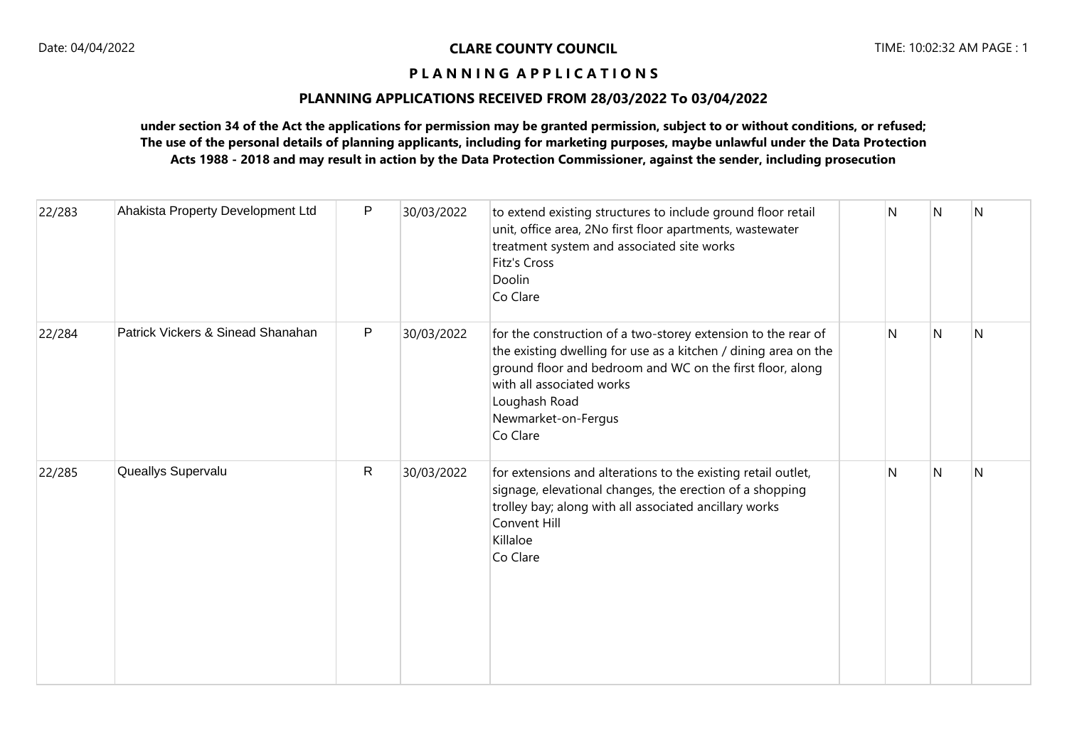**CLARE COUNTY COUNCIL**

**P L A N N I N G A P P L I C A T I O N S**

**PLANNING APPLICATIONS RECEIVED FROM 28/03/2022 To 03/04/2022**

**under section 34 of the Act the applications for permission may be granted permission, subject to or without conditions, or refused; The use of the personal details of planning applicants, including for marketing purposes, maybe unlawful under the Data Protection Acts 1988 - 2018 and may result in action by the Data Protection Commissioner, against the sender, including prosecution**

| | | | | | | | | |
|---|---|---|---|---|---|---|---|---|
| 22/283 | Ahakista Property Development Ltd | P | 30/03/2022 | to extend existing structures to include ground floor retail unit, office area, 2No first floor apartments, wastewater treatment system and associated site works<br>Fitz's Cross<br>Doolin<br>Co Clare | | N | N | N |
| 22/284 | Patrick Vickers & Sinead Shanahan | P | 30/03/2022 | for the construction of a two-storey extension to the rear of the existing dwelling for use as a kitchen / dining area on the ground floor and bedroom and WC on the first floor, along with all associated works<br>Loughash Road<br>Newmarket-on-Fergus<br>Co Clare | | N | N | N |
| 22/285 | Queallys Supervalu | R | 30/03/2022 | for extensions and alterations to the existing retail outlet, signage, elevational changes, the erection of a shopping trolley bay; along with all associated ancillary works<br>Convent Hill<br>Killaloe<br>Co Clare | | N | N | N |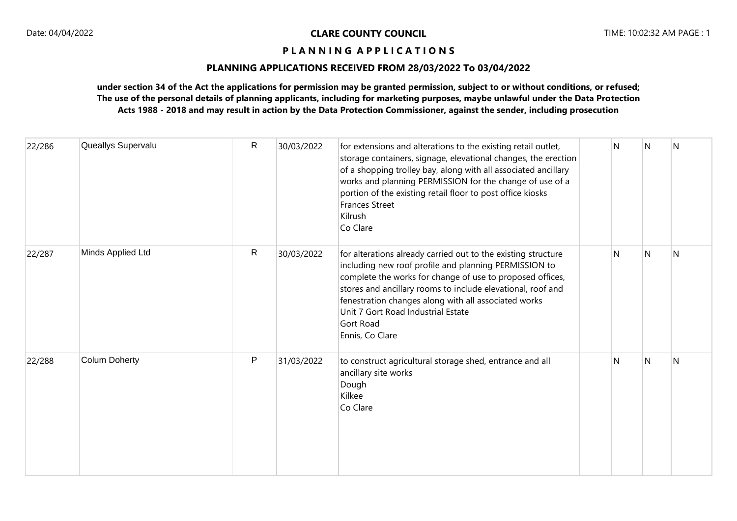**CLARE COUNTY COUNCIL**

**P L A N N I N G A P P L I C A T I O N S**

**PLANNING APPLICATIONS RECEIVED FROM 28/03/2022 To 03/04/2022**

**under section 34 of the Act the applications for permission may be granted permission, subject to or without conditions, or refused; The use of the personal details of planning applicants, including for marketing purposes, maybe unlawful under the Data Protection Acts 1988 - 2018 and may result in action by the Data Protection Commissioner, against the sender, including prosecution**

| | | | | | | | | |
|---|---|---|---|---|---|---|---|---|
| 22/286 | Queallys Supervalu | R | 30/03/2022 | for extensions and alterations to the existing retail outlet, storage containers, signage, elevational changes, the erection of a shopping trolley bay, along with all associated ancillary works and planning PERMISSION for the change of use of a portion of the existing retail floor to post office kiosks<br>Frances Street<br>Kilrush<br>Co Clare | | N | N | N |
| 22/287 | Minds Applied Ltd | R | 30/03/2022 | for alterations already carried out to the existing structure including new roof profile and planning PERMISSION to complete the works for change of use to proposed offices, stores and ancillary rooms to include elevational, roof and fenestration changes along with all associated works<br>Unit 7 Gort Road Industrial Estate<br>Gort Road<br>Ennis, Co Clare | | N | N | N |
| 22/288 | Colum Doherty | P | 31/03/2022 | to construct agricultural storage shed, entrance and all ancillary site works<br>Dough<br>Kilkee<br>Co Clare | | N | N | N |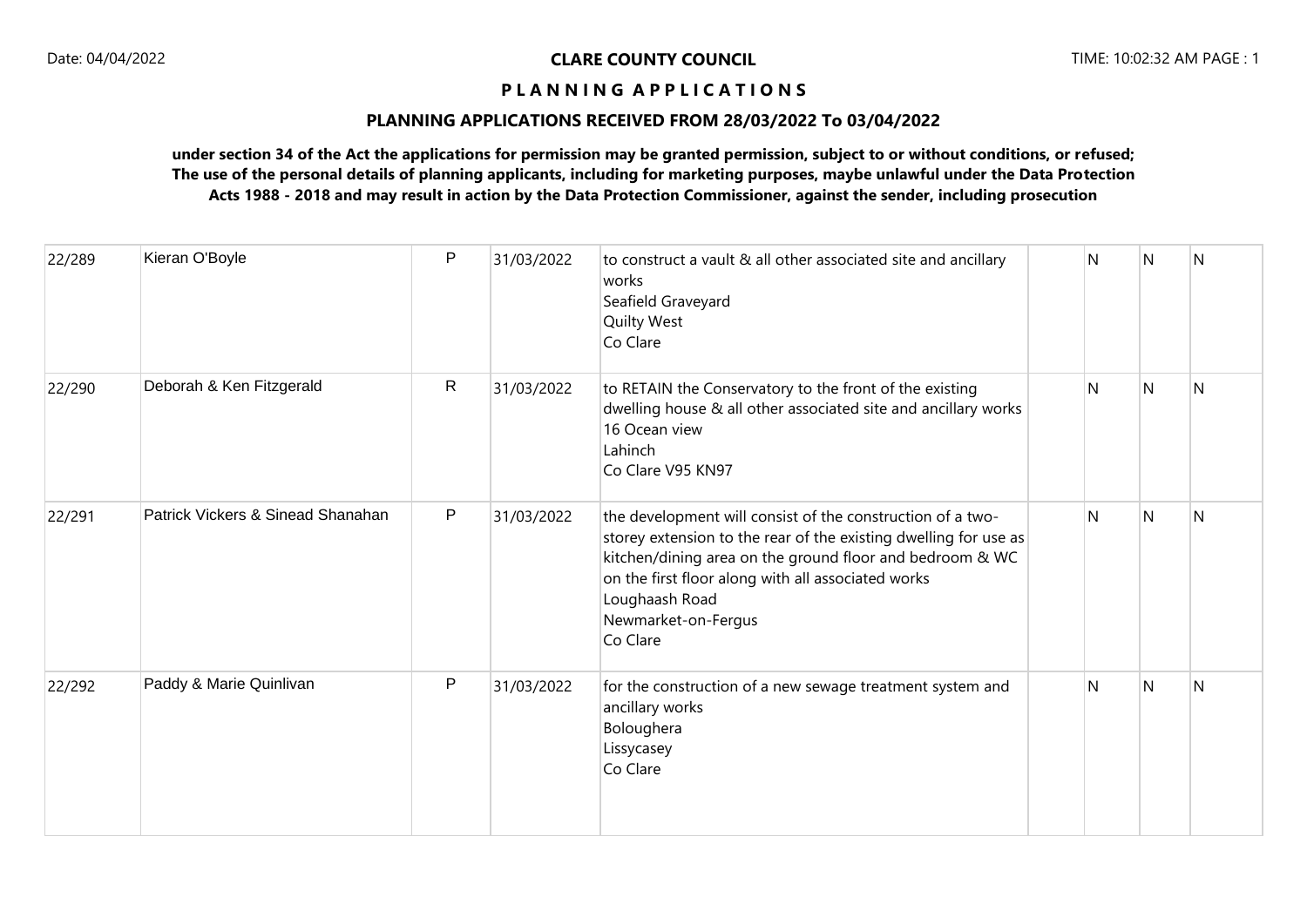**CLARE COUNTY COUNCIL**

**P L A N N I N G A P P L I C A T I O N S**

**PLANNING APPLICATIONS RECEIVED FROM 28/03/2022 To 03/04/2022**

**under section 34 of the Act the applications for permission may be granted permission, subject to or without conditions, or refused; The use of the personal details of planning applicants, including for marketing purposes, maybe unlawful under the Data Protection Acts 1988 - 2018 and may result in action by the Data Protection Commissioner, against the sender, including prosecution**

| | | | | | | | | |
|---|---|---|---|---|---|---|---|---|
| 22/289 | Kieran O'Boyle | P | 31/03/2022 | to construct a vault & all other associated site and ancillary works<br>Seafield Graveyard<br>Quilty West<br>Co Clare | | N | N | N |
| 22/290 | Deborah & Ken Fitzgerald | R | 31/03/2022 | to RETAIN the Conservatory to the front of the existing dwelling house & all other associated site and ancillary works<br>16 Ocean view<br>Lahinch<br>Co Clare V95 KN97 | | N | N | N |
| 22/291 | Patrick Vickers & Sinead Shanahan | P | 31/03/2022 | the development will consist of the construction of a two-storey extension to the rear of the existing dwelling for use as kitchen/dining area on the ground floor and bedroom & WC on the first floor along with all associated works<br>Loughaash Road<br>Newmarket-on-Fergus<br>Co Clare | | N | N | N |
| 22/292 | Paddy & Marie Quinlivan | P | 31/03/2022 | for the construction of a new sewage treatment system and ancillary works<br>Boloughera<br>Lissycasey<br>Co Clare | | N | N | N |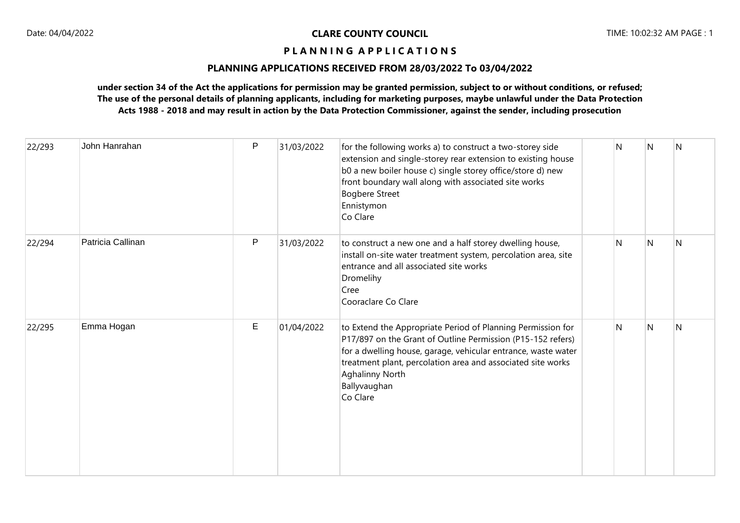**CLARE COUNTY COUNCIL**

**P L A N N I N G   A P P L I C A T I O N S**

## PLANNING APPLICATIONS RECEIVED FROM 28/03/2022 To 03/04/2022

**under section 34 of the Act the applications for permission may be granted permission, subject to or without conditions, or refused; The use of the personal details of planning applicants, including for marketing purposes, maybe unlawful under the Data Protection Acts 1988 - 2018 and may result in action by the Data Protection Commissioner, against the sender, including prosecution**

| | | | | | | | | |
|---|---|---|---|---|---|---|---|---|
| 22/293 | John Hanrahan | P | 31/03/2022 | for the following works a) to construct a two-storey side extension and single-storey rear extension to existing house b0 a new boiler house c) single storey office/store d) new front boundary wall along with associated site works<br>Bogbere Street<br>Ennistymon<br>Co Clare | | N | N | N |
| 22/294 | Patricia Callinan | P | 31/03/2022 | to construct a new one and a half storey dwelling house, install on-site water treatment system, percolation area, site entrance and all associated site works<br>Dromelihy<br>Cree<br>Cooraclare Co Clare | | N | N | N |
| 22/295 | Emma Hogan | E | 01/04/2022 | to Extend the Appropriate Period of Planning Permission for P17/897 on the Grant of Outline Permission (P15-152 refers) for a dwelling house, garage, vehicular entrance, waste water treatment plant, percolation area and associated site works<br>Aghalinny North<br>Ballyvaughan<br>Co Clare | | N | N | N |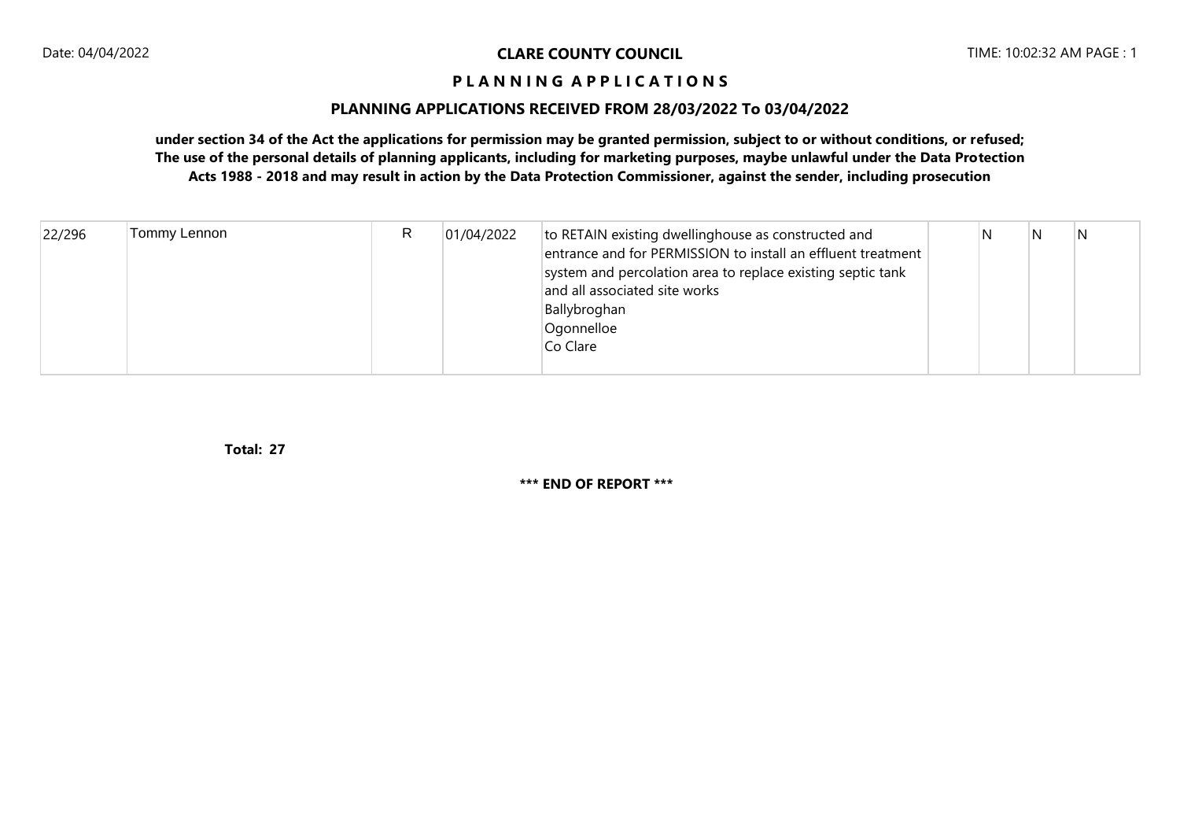**CLARE COUNTY COUNCIL**

**P L A N N I N G   A P P L I C A T I O N S**

**PLANNING APPLICATIONS RECEIVED FROM 28/03/2022 To 03/04/2022**

**under section 34 of the Act the applications for permission may be granted permission, subject to or without conditions, or refused; The use of the personal details of planning applicants, including for marketing purposes, maybe unlawful under the Data Protection Acts 1988 - 2018 and may result in action by the Data Protection Commissioner, against the sender, including prosecution**

| | | | | | | | | |
|---|---|---|---|---|---|---|---|---|
| 22/296 | Tommy Lennon | R | 01/04/2022 | to RETAIN existing dwellinghouse as constructed and entrance and for PERMISSION to install an effluent treatment system and percolation area to replace existing septic tank and all associated site works<br>Ballybroghan<br>Ogonnelloe<br>Co Clare | | N | N | N |

**Total: 27**

**\*\*\* END OF REPORT \*\*\***